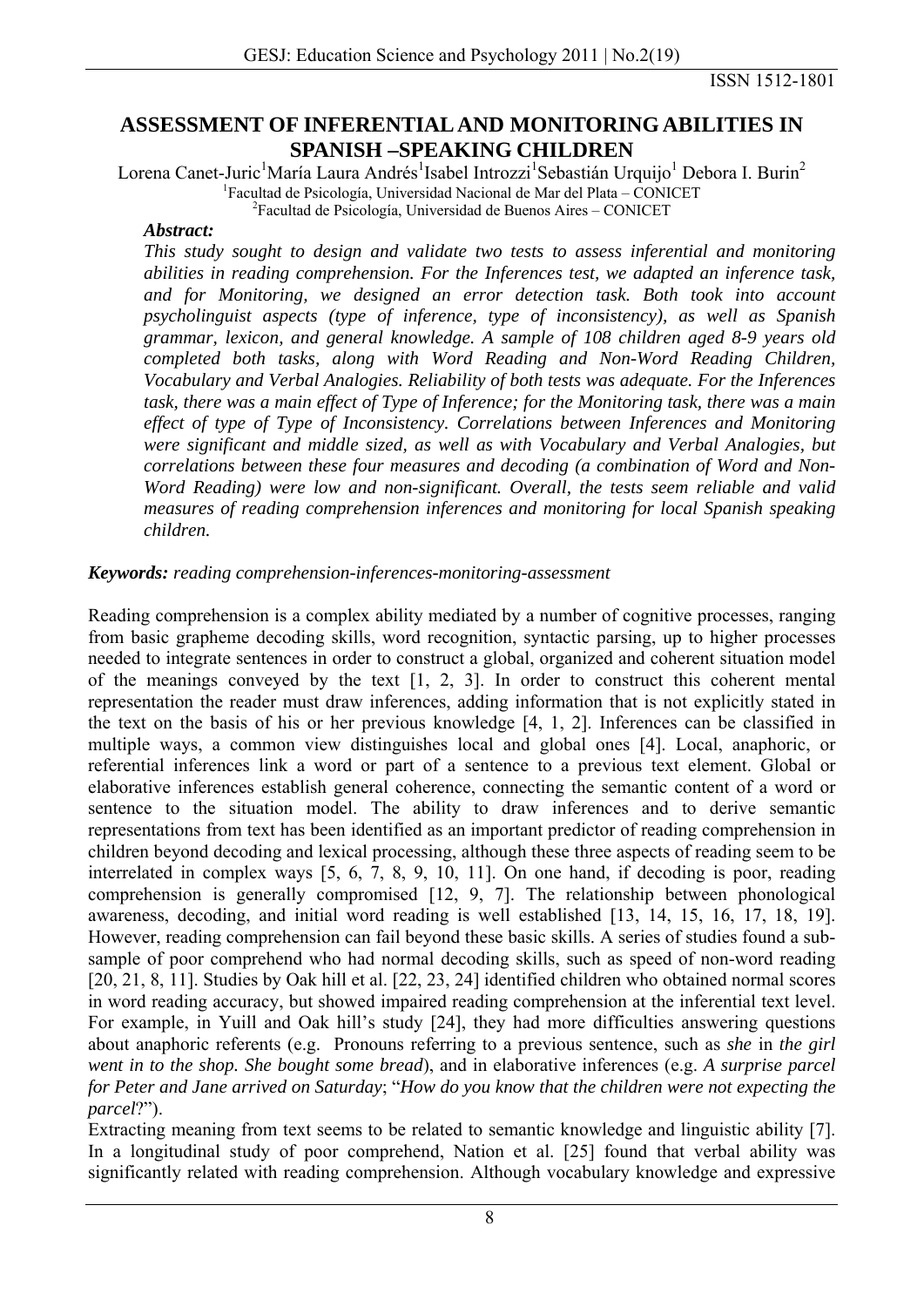# ASSESSMENT OF INFERENTIAL AND MONITORING ABILITIES IN SPANISH –SPEAKING CHILDREN

Lorena Canet-Juric[1] María Laura Andrés[1] Isabel Introzzi[1] Sebastián Urquijo[1] Debora I. Burin[2]

[1]Facultad de Psicología, Universidad Nacional de Mar del Plata – CONICET

[2]Facultad de Psicología, Universidad de Buenos Aires – CONICET

***Abstract:***

*This study sought to design and validate two tests to assess inferential and monitoring abilities in reading comprehension. For the Inferences test, we adapted an inference task, and for Monitoring, we designed an error detection task. Both took into account psycholinguist aspects (type of inference, type of inconsistency), as well as Spanish grammar, lexicon, and general knowledge. A sample of 108 children aged 8-9 years old completed both tasks, along with Word Reading and Non-Word Reading Children, Vocabulary and Verbal Analogies. Reliability of both tests was adequate. For the Inferences task, there was a main effect of Type of Inference; for the Monitoring task, there was a main effect of type of Type of Inconsistency. Correlations between Inferences and Monitoring were significant and middle sized, as well as with Vocabulary and Verbal Analogies, but correlations between these four measures and decoding (a combination of Word and Non-Word Reading) were low and non-significant. Overall, the tests seem reliable and valid measures of reading comprehension inferences and monitoring for local Spanish speaking children.*

***Keywords:*** *reading comprehension-inferences-monitoring-assessment*

Reading comprehension is a complex ability mediated by a number of cognitive processes, ranging from basic grapheme decoding skills, word recognition, syntactic parsing, up to higher processes needed to integrate sentences in order to construct a global, organized and coherent situation model of the meanings conveyed by the text [1, 2, 3]. In order to construct this coherent mental representation the reader must draw inferences, adding information that is not explicitly stated in the text on the basis of his or her previous knowledge [4, 1, 2]. Inferences can be classified in multiple ways, a common view distinguishes local and global ones [4]. Local, anaphoric, or referential inferences link a word or part of a sentence to a previous text element. Global or elaborative inferences establish general coherence, connecting the semantic content of a word or sentence to the situation model. The ability to draw inferences and to derive semantic representations from text has been identified as an important predictor of reading comprehension in children beyond decoding and lexical processing, although these three aspects of reading seem to be interrelated in complex ways [5, 6, 7, 8, 9, 10, 11]. On one hand, if decoding is poor, reading comprehension is generally compromised [12, 9, 7]. The relationship between phonological awareness, decoding, and initial word reading is well established [13, 14, 15, 16, 17, 18, 19]. However, reading comprehension can fail beyond these basic skills. A series of studies found a sub-sample of poor comprehend who had normal decoding skills, such as speed of non-word reading [20, 21, 8, 11]. Studies by Oak hill et al. [22, 23, 24] identified children who obtained normal scores in word reading accuracy, but showed impaired reading comprehension at the inferential text level. For example, in Yuill and Oak hill's study [24], they had more difficulties answering questions about anaphoric referents (e.g. Pronouns referring to a previous sentence, such as *she* in *the girl went in to the shop. She bought some bread*), and in elaborative inferences (e.g. *A surprise parcel for Peter and Jane arrived on Saturday*; "*How do you know that the children were not expecting the parcel*?").

Extracting meaning from text seems to be related to semantic knowledge and linguistic ability [7]. In a longitudinal study of poor comprehend, Nation et al. [25] found that verbal ability was significantly related with reading comprehension. Although vocabulary knowledge and expressive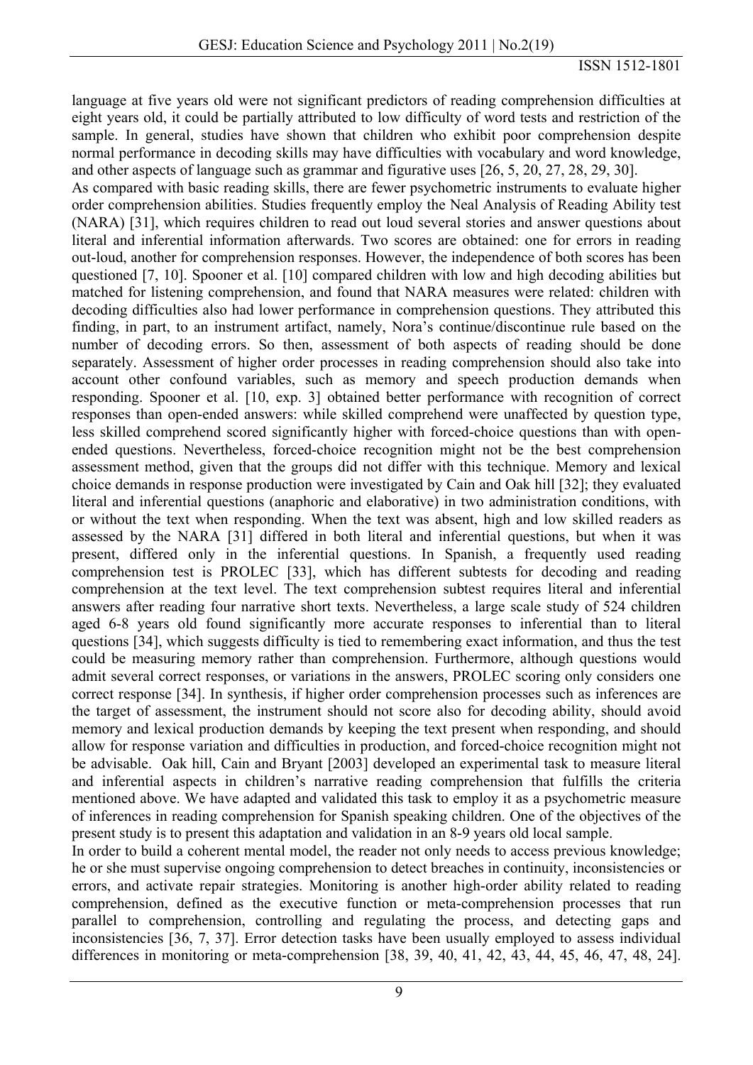language at five years old were not significant predictors of reading comprehension difficulties at eight years old, it could be partially attributed to low difficulty of word tests and restriction of the sample. In general, studies have shown that children who exhibit poor comprehension despite normal performance in decoding skills may have difficulties with vocabulary and word knowledge, and other aspects of language such as grammar and figurative uses [26, 5, 20, 27, 28, 29, 30].

As compared with basic reading skills, there are fewer psychometric instruments to evaluate higher order comprehension abilities. Studies frequently employ the Neal Analysis of Reading Ability test (NARA) [31], which requires children to read out loud several stories and answer questions about literal and inferential information afterwards. Two scores are obtained: one for errors in reading out-loud, another for comprehension responses. However, the independence of both scores has been questioned [7, 10]. Spooner et al. [10] compared children with low and high decoding abilities but matched for listening comprehension, and found that NARA measures were related: children with decoding difficulties also had lower performance in comprehension questions. They attributed this finding, in part, to an instrument artifact, namely, Nora's continue/discontinue rule based on the number of decoding errors. So then, assessment of both aspects of reading should be done separately. Assessment of higher order processes in reading comprehension should also take into account other confound variables, such as memory and speech production demands when responding. Spooner et al. [10, exp. 3] obtained better performance with recognition of correct responses than open-ended answers: while skilled comprehend were unaffected by question type, less skilled comprehend scored significantly higher with forced-choice questions than with open-ended questions. Nevertheless, forced-choice recognition might not be the best comprehension assessment method, given that the groups did not differ with this technique. Memory and lexical choice demands in response production were investigated by Cain and Oak hill [32]; they evaluated literal and inferential questions (anaphoric and elaborative) in two administration conditions, with or without the text when responding. When the text was absent, high and low skilled readers as assessed by the NARA [31] differed in both literal and inferential questions, but when it was present, differed only in the inferential questions. In Spanish, a frequently used reading comprehension test is PROLEC [33], which has different subtests for decoding and reading comprehension at the text level. The text comprehension subtest requires literal and inferential answers after reading four narrative short texts. Nevertheless, a large scale study of 524 children aged 6-8 years old found significantly more accurate responses to inferential than to literal questions [34], which suggests difficulty is tied to remembering exact information, and thus the test could be measuring memory rather than comprehension. Furthermore, although questions would admit several correct responses, or variations in the answers, PROLEC scoring only considers one correct response [34]. In synthesis, if higher order comprehension processes such as inferences are the target of assessment, the instrument should not score also for decoding ability, should avoid memory and lexical production demands by keeping the text present when responding, and should allow for response variation and difficulties in production, and forced-choice recognition might not be advisable. Oak hill, Cain and Bryant [2003] developed an experimental task to measure literal and inferential aspects in children's narrative reading comprehension that fulfills the criteria mentioned above. We have adapted and validated this task to employ it as a psychometric measure of inferences in reading comprehension for Spanish speaking children. One of the objectives of the present study is to present this adaptation and validation in an 8-9 years old local sample.

In order to build a coherent mental model, the reader not only needs to access previous knowledge; he or she must supervise ongoing comprehension to detect breaches in continuity, inconsistencies or errors, and activate repair strategies. Monitoring is another high-order ability related to reading comprehension, defined as the executive function or meta-comprehension processes that run parallel to comprehension, controlling and regulating the process, and detecting gaps and inconsistencies [36, 7, 37]. Error detection tasks have been usually employed to assess individual differences in monitoring or meta-comprehension [38, 39, 40, 41, 42, 43, 44, 45, 46, 47, 48, 24].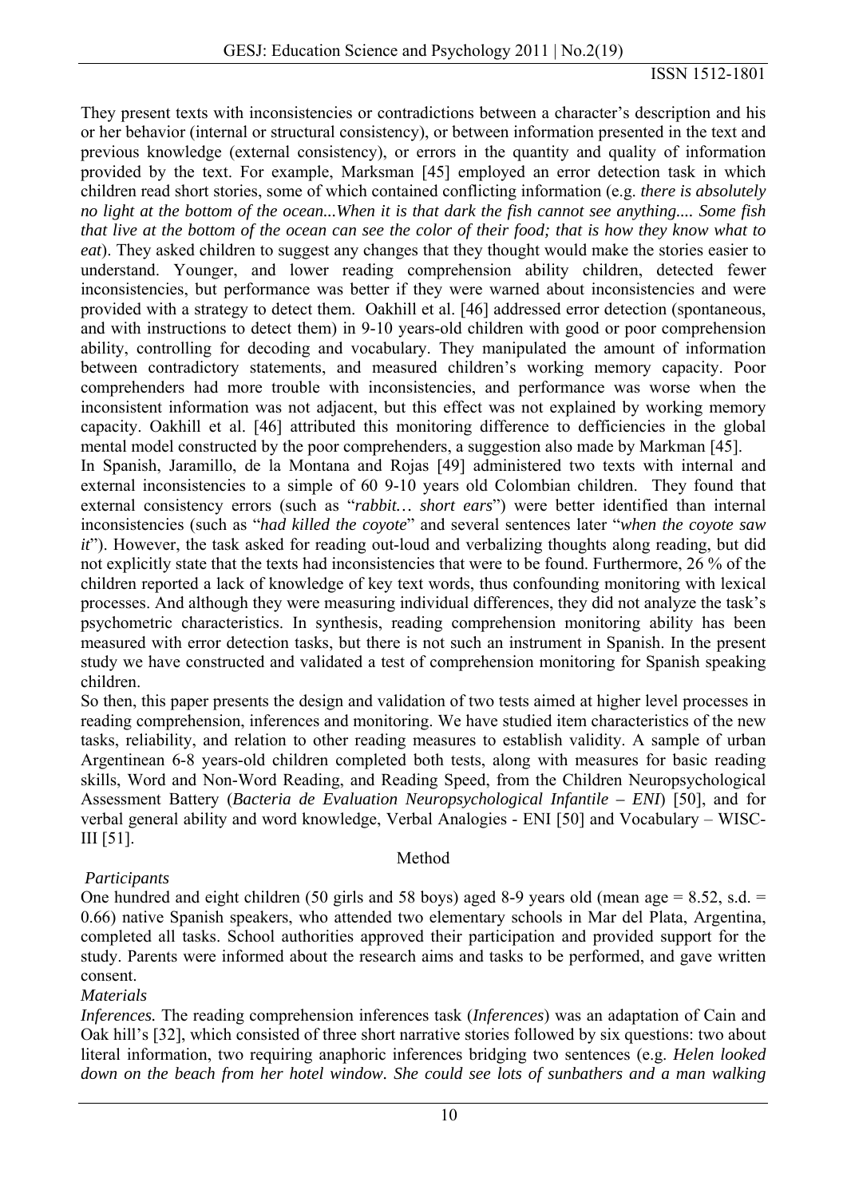They present texts with inconsistencies or contradictions between a character's description and his or her behavior (internal or structural consistency), or between information presented in the text and previous knowledge (external consistency), or errors in the quantity and quality of information provided by the text. For example, Marksman [45] employed an error detection task in which children read short stories, some of which contained conflicting information (e.g. *there is absolutely no light at the bottom of the ocean...When it is that dark the fish cannot see anything.... Some fish that live at the bottom of the ocean can see the color of their food; that is how they know what to eat*). They asked children to suggest any changes that they thought would make the stories easier to understand. Younger, and lower reading comprehension ability children, detected fewer inconsistencies, but performance was better if they were warned about inconsistencies and were provided with a strategy to detect them. Oakhill et al. [46] addressed error detection (spontaneous, and with instructions to detect them) in 9-10 years-old children with good or poor comprehension ability, controlling for decoding and vocabulary. They manipulated the amount of information between contradictory statements, and measured children's working memory capacity. Poor comprehenders had more trouble with inconsistencies, and performance was worse when the inconsistent information was not adjacent, but this effect was not explained by working memory capacity. Oakhill et al. [46] attributed this monitoring difference to defficiencies in the global mental model constructed by the poor comprehenders, a suggestion also made by Markman [45].

In Spanish, Jaramillo, de la Montana and Rojas [49] administered two texts with internal and external inconsistencies to a simple of 60 9-10 years old Colombian children. They found that external consistency errors (such as "*rabbit… short ears*") were better identified than internal inconsistencies (such as "*had killed the coyote*" and several sentences later "*when the coyote saw it*"). However, the task asked for reading out-loud and verbalizing thoughts along reading, but did not explicitly state that the texts had inconsistencies that were to be found. Furthermore, 26 % of the children reported a lack of knowledge of key text words, thus confounding monitoring with lexical processes. And although they were measuring individual differences, they did not analyze the task's psychometric characteristics. In synthesis, reading comprehension monitoring ability has been measured with error detection tasks, but there is not such an instrument in Spanish. In the present study we have constructed and validated a test of comprehension monitoring for Spanish speaking children.

So then, this paper presents the design and validation of two tests aimed at higher level processes in reading comprehension, inferences and monitoring. We have studied item characteristics of the new tasks, reliability, and relation to other reading measures to establish validity. A sample of urban Argentinean 6-8 years-old children completed both tests, along with measures for basic reading skills, Word and Non-Word Reading, and Reading Speed, from the Children Neuropsychological Assessment Battery (*Bacteria de Evaluation Neuropsychological Infantile – ENI*) [50], and for verbal general ability and word knowledge, Verbal Analogies - ENI [50] and Vocabulary – WISC-III [51].

## Method

### *Participants*

One hundred and eight children (50 girls and 58 boys) aged 8-9 years old (mean age = 8.52, s.d. = 0.66) native Spanish speakers, who attended two elementary schools in Mar del Plata, Argentina, completed all tasks. School authorities approved their participation and provided support for the study. Parents were informed about the research aims and tasks to be performed, and gave written consent.

### *Materials*

*Inferences.* The reading comprehension inferences task (*Inferences*) was an adaptation of Cain and Oak hill's [32], which consisted of three short narrative stories followed by six questions: two about literal information, two requiring anaphoric inferences bridging two sentences (e.g. *Helen looked down on the beach from her hotel window. She could see lots of sunbathers and a man walking*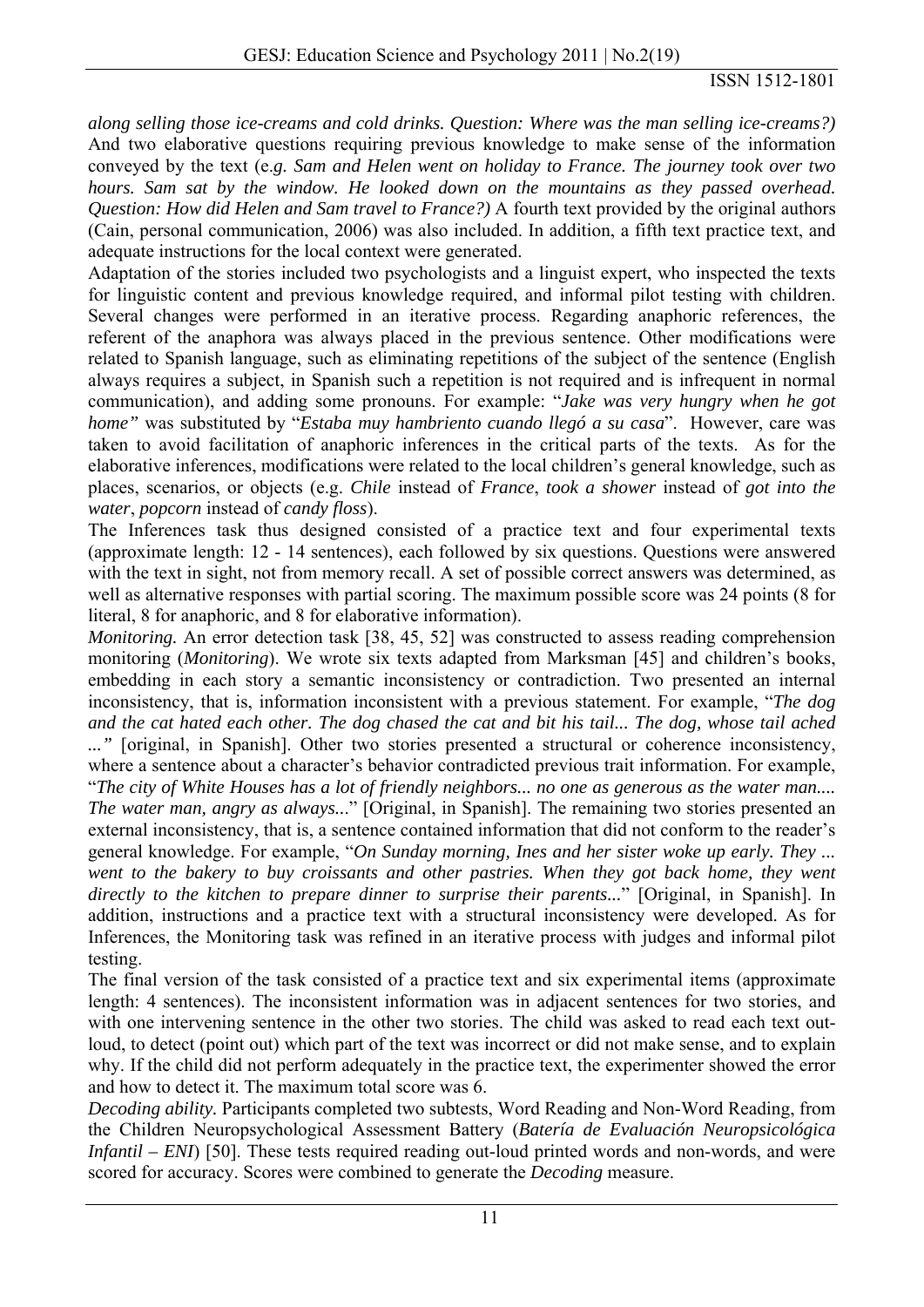*along selling those ice-creams and cold drinks. Question: Where was the man selling ice-creams?)* And two elaborative questions requiring previous knowledge to make sense of the information conveyed by the text (e*.g. Sam and Helen went on holiday to France. The journey took over two hours. Sam sat by the window. He looked down on the mountains as they passed overhead. Question: How did Helen and Sam travel to France?)* A fourth text provided by the original authors (Cain, personal communication, 2006) was also included. In addition, a fifth text practice text, and adequate instructions for the local context were generated.

Adaptation of the stories included two psychologists and a linguist expert, who inspected the texts for linguistic content and previous knowledge required, and informal pilot testing with children. Several changes were performed in an iterative process. Regarding anaphoric references, the referent of the anaphora was always placed in the previous sentence. Other modifications were related to Spanish language, such as eliminating repetitions of the subject of the sentence (English always requires a subject, in Spanish such a repetition is not required and is infrequent in normal communication), and adding some pronouns. For example: "*Jake was very hungry when he got home"* was substituted by "*Estaba muy hambriento cuando llegó a su casa*". However, care was taken to avoid facilitation of anaphoric inferences in the critical parts of the texts. As for the elaborative inferences, modifications were related to the local children's general knowledge, such as places, scenarios, or objects (e.g. *Chile* instead of *France*, *took a shower* instead of *got into the water*, *popcorn* instead of *candy floss*).

The Inferences task thus designed consisted of a practice text and four experimental texts (approximate length: 12 - 14 sentences), each followed by six questions. Questions were answered with the text in sight, not from memory recall. A set of possible correct answers was determined, as well as alternative responses with partial scoring. The maximum possible score was 24 points (8 for literal, 8 for anaphoric, and 8 for elaborative information).

*Monitoring.* An error detection task [38, 45, 52] was constructed to assess reading comprehension monitoring (*Monitoring*). We wrote six texts adapted from Marksman [45] and children's books, embedding in each story a semantic inconsistency or contradiction. Two presented an internal inconsistency, that is, information inconsistent with a previous statement. For example, "*The dog and the cat hated each other. The dog chased the cat and bit his tail... The dog, whose tail ached ..."* [original, in Spanish]. Other two stories presented a structural or coherence inconsistency, where a sentence about a character's behavior contradicted previous trait information. For example, "*The city of White Houses has a lot of friendly neighbors... no one as generous as the water man.... The water man, angry as always...*" [Original, in Spanish]. The remaining two stories presented an external inconsistency, that is, a sentence contained information that did not conform to the reader's general knowledge. For example, "*On Sunday morning, Ines and her sister woke up early. They ... went to the bakery to buy croissants and other pastries. When they got back home, they went directly to the kitchen to prepare dinner to surprise their parents...*" [Original, in Spanish]. In addition, instructions and a practice text with a structural inconsistency were developed. As for Inferences, the Monitoring task was refined in an iterative process with judges and informal pilot testing.

The final version of the task consisted of a practice text and six experimental items (approximate length: 4 sentences). The inconsistent information was in adjacent sentences for two stories, and with one intervening sentence in the other two stories. The child was asked to read each text out-loud, to detect (point out) which part of the text was incorrect or did not make sense, and to explain why. If the child did not perform adequately in the practice text, the experimenter showed the error and how to detect it. The maximum total score was 6.

*Decoding ability.* Participants completed two subtests, Word Reading and Non-Word Reading, from the Children Neuropsychological Assessment Battery (*Batería de Evaluación Neuropsicológica Infantil – ENI*) [50]. These tests required reading out-loud printed words and non-words, and were scored for accuracy. Scores were combined to generate the *Decoding* measure.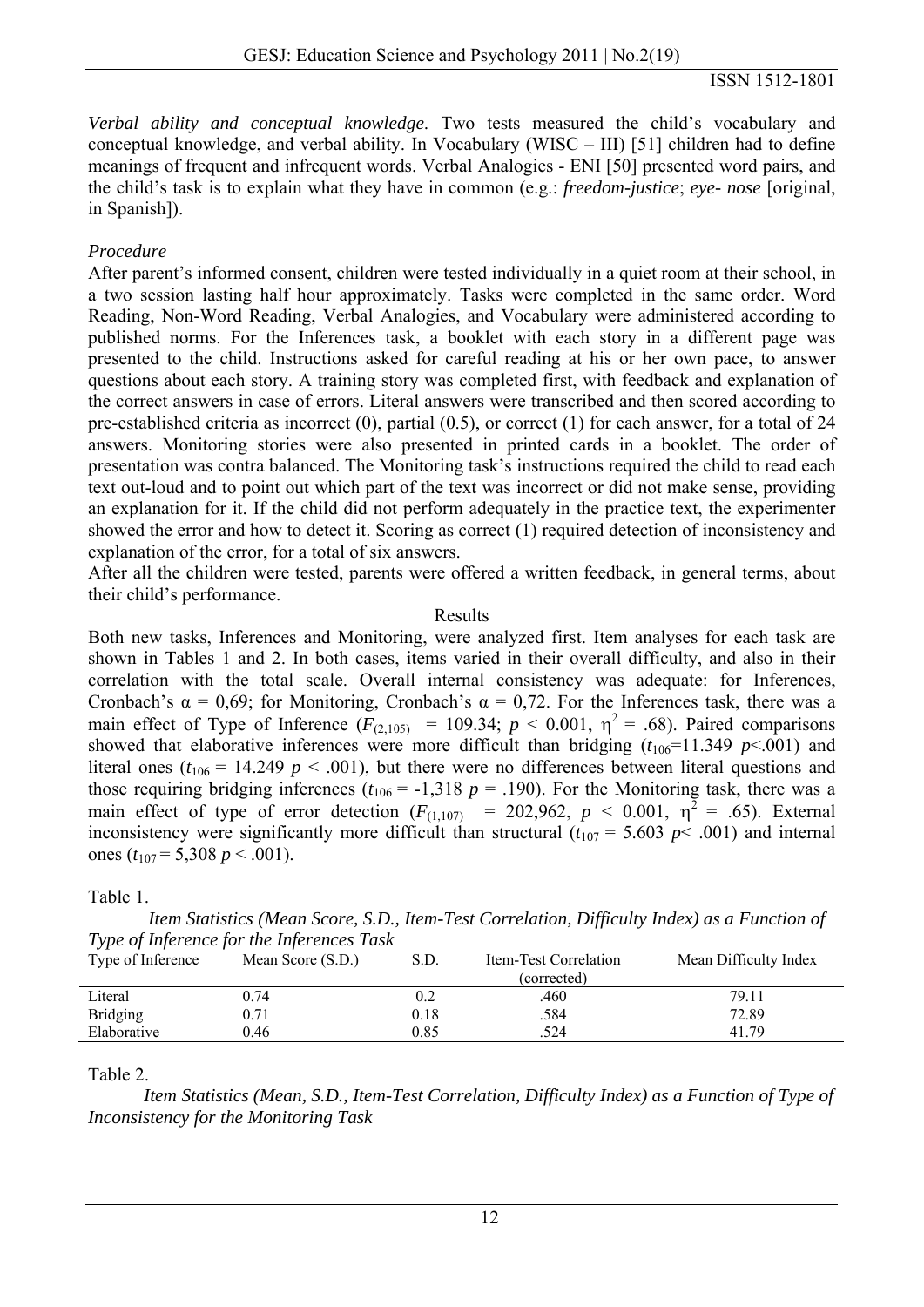*Verbal ability and conceptual knowledge*. Two tests measured the child's vocabulary and conceptual knowledge, and verbal ability. In Vocabulary (WISC – III) [51] children had to define meanings of frequent and infrequent words. Verbal Analogies - ENI [50] presented word pairs, and the child's task is to explain what they have in common (e.g.: *freedom-justice*; *eye- nose* [original, in Spanish]).

*Procedure*

After parent's informed consent, children were tested individually in a quiet room at their school, in a two session lasting half hour approximately. Tasks were completed in the same order. Word Reading, Non-Word Reading, Verbal Analogies, and Vocabulary were administered according to published norms. For the Inferences task, a booklet with each story in a different page was presented to the child. Instructions asked for careful reading at his or her own pace, to answer questions about each story. A training story was completed first, with feedback and explanation of the correct answers in case of errors. Literal answers were transcribed and then scored according to pre-established criteria as incorrect (0), partial (0.5), or correct (1) for each answer, for a total of 24 answers. Monitoring stories were also presented in printed cards in a booklet. The order of presentation was contra balanced. The Monitoring task's instructions required the child to read each text out-loud and to point out which part of the text was incorrect or did not make sense, providing an explanation for it. If the child did not perform adequately in the practice text, the experimenter showed the error and how to detect it. Scoring as correct (1) required detection of inconsistency and explanation of the error, for a total of six answers.

After all the children were tested, parents were offered a written feedback, in general terms, about their child's performance.

## Results

Both new tasks, Inferences and Monitoring, were analyzed first. Item analyses for each task are shown in Tables 1 and 2. In both cases, items varied in their overall difficulty, and also in their correlation with the total scale. Overall internal consistency was adequate: for Inferences, Cronbach's $\alpha = 0{,}69$; for Monitoring, Cronbach's $\alpha = 0{,}72$. For the Inferences task, there was a main effect of Type of Inference ($F_{(2,105)} = 109.34$; $p < 0.001$, $\eta^2 = .68$). Paired comparisons showed that elaborative inferences were more difficult than bridging ($t_{106}$=11.349 $p$<.001) and literal ones ($t_{106} = 14.249$ $p < .001$), but there were no differences between literal questions and those requiring bridging inferences ($t_{106} = -1{,}318$ $p = .190$). For the Monitoring task, there was a main effect of type of error detection ($F_{(1,107)} = 202{,}962$, $p < 0.001$, $\eta^2 = .65$). External inconsistency were significantly more difficult than structural ($t_{107} = 5.603$ $p$< .001) and internal ones ($t_{107} = 5{,}308$ $p < .001$).

Table 1.

*Item Statistics (Mean Score, S.D., Item-Test Correlation, Difficulty Index) as a Function of Type of Inference for the Inferences Task*

| Type of Inference | Mean Score (S.D.) | S.D. | Item-Test Correlation (corrected) | Mean Difficulty Index |
|---|---|---|---|---|
| Literal | 0.74 | 0.2 | .460 | 79.11 |
| Bridging | 0.71 | 0.18 | .584 | 72.89 |
| Elaborative | 0.46 | 0.85 | .524 | 41.79 |

Table 2.

*Item Statistics (Mean, S.D., Item-Test Correlation, Difficulty Index) as a Function of Type of Inconsistency for the Monitoring Task*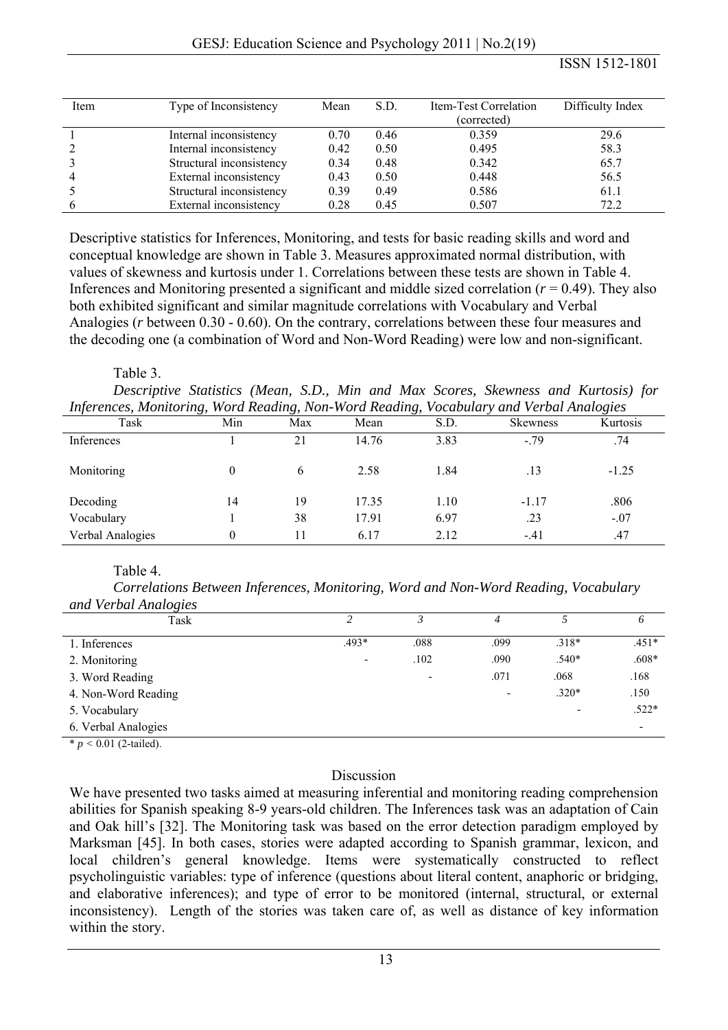| Item | Type of Inconsistency | Mean | S.D. | Item-Test Correlation (corrected) | Difficulty Index |
|---|---|---|---|---|---|
| 1 | Internal inconsistency | 0.70 | 0.46 | 0.359 | 29.6 |
| 2 | Internal inconsistency | 0.42 | 0.50 | 0.495 | 58.3 |
| 3 | Structural inconsistency | 0.34 | 0.48 | 0.342 | 65.7 |
| 4 | External inconsistency | 0.43 | 0.50 | 0.448 | 56.5 |
| 5 | Structural inconsistency | 0.39 | 0.49 | 0.586 | 61.1 |
| 6 | External inconsistency | 0.28 | 0.45 | 0.507 | 72.2 |

Descriptive statistics for Inferences, Monitoring, and tests for basic reading skills and word and conceptual knowledge are shown in Table 3. Measures approximated normal distribution, with values of skewness and kurtosis under 1. Correlations between these tests are shown in Table 4. Inferences and Monitoring presented a significant and middle sized correlation ($r = 0.49$). They also both exhibited significant and similar magnitude correlations with Vocabulary and Verbal Analogies ($r$ between 0.30 - 0.60). On the contrary, correlations between these four measures and the decoding one (a combination of Word and Non-Word Reading) were low and non-significant.

Table 3.

*Descriptive Statistics (Mean, S.D., Min and Max Scores, Skewness and Kurtosis) for Inferences, Monitoring, Word Reading, Non-Word Reading, Vocabulary and Verbal Analogies*

| Task | Min | Max | Mean | S.D. | Skewness | Kurtosis |
|---|---|---|---|---|---|---|
| Inferences | 1 | 21 | 14.76 | 3.83 | -.79 | .74 |
| Monitoring | 0 | 6 | 2.58 | 1.84 | .13 | -1.25 |
| Decoding | 14 | 19 | 17.35 | 1.10 | -1.17 | .806 |
| Vocabulary | 1 | 38 | 17.91 | 6.97 | .23 | -.07 |
| Verbal Analogies | 0 | 11 | 6.17 | 2.12 | -.41 | .47 |

Table 4.

*Correlations Between Inferences, Monitoring, Word and Non-Word Reading, Vocabulary and Verbal Analogies*

| Task | 2 | 3 | 4 | 5 | 6 |
|---|---|---|---|---|---|
| 1. Inferences | .493* | .088 | .099 | .318* | .451* |
| 2. Monitoring | - | .102 | .090 | .540* | .608* |
| 3. Word Reading | | - | .071 | .068 | .168 |
| 4. Non-Word Reading | | | - | .320* | .150 |
| 5. Vocabulary | | | | - | .522* |
| 6. Verbal Analogies | | | | | - |

* $p < 0.01$ (2-tailed).

## Discussion

We have presented two tasks aimed at measuring inferential and monitoring reading comprehension abilities for Spanish speaking 8-9 years-old children. The Inferences task was an adaptation of Cain and Oak hill's [32]. The Monitoring task was based on the error detection paradigm employed by Marksman [45]. In both cases, stories were adapted according to Spanish grammar, lexicon, and local children's general knowledge. Items were systematically constructed to reflect psycholinguistic variables: type of inference (questions about literal content, anaphoric or bridging, and elaborative inferences); and type of error to be monitored (internal, structural, or external inconsistency). Length of the stories was taken care of, as well as distance of key information within the story.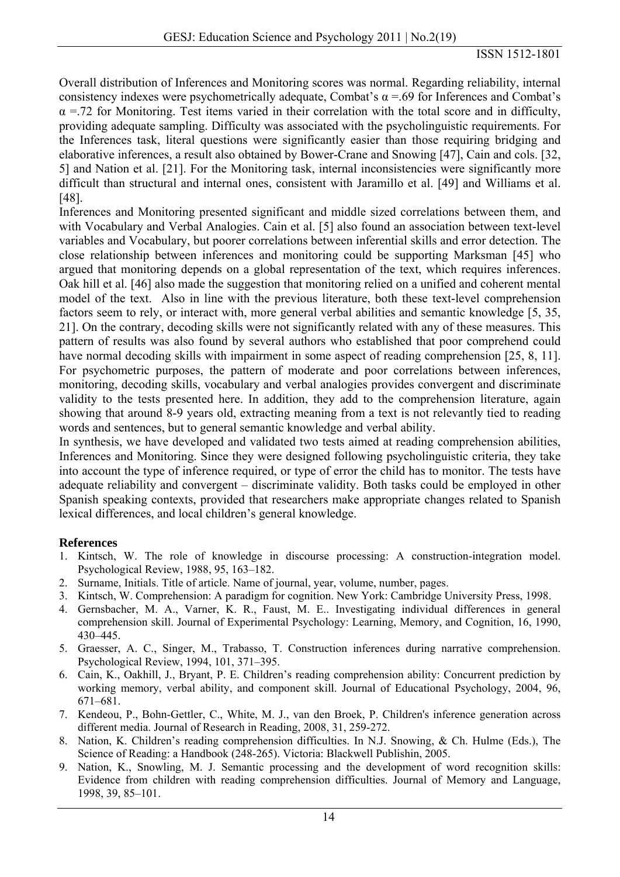Overall distribution of Inferences and Monitoring scores was normal. Regarding reliability, internal consistency indexes were psychometrically adequate, Combat's $\alpha$ =.69 for Inferences and Combat's $\alpha$ =.72 for Monitoring. Test items varied in their correlation with the total score and in difficulty, providing adequate sampling. Difficulty was associated with the psycholinguistic requirements. For the Inferences task, literal questions were significantly easier than those requiring bridging and elaborative inferences, a result also obtained by Bower-Crane and Snowing [47], Cain and cols. [32, 5] and Nation et al. [21]. For the Monitoring task, internal inconsistencies were significantly more difficult than structural and internal ones, consistent with Jaramillo et al. [49] and Williams et al. [48].

Inferences and Monitoring presented significant and middle sized correlations between them, and with Vocabulary and Verbal Analogies. Cain et al. [5] also found an association between text-level variables and Vocabulary, but poorer correlations between inferential skills and error detection. The close relationship between inferences and monitoring could be supporting Marksman [45] who argued that monitoring depends on a global representation of the text, which requires inferences. Oak hill et al. [46] also made the suggestion that monitoring relied on a unified and coherent mental model of the text. Also in line with the previous literature, both these text-level comprehension factors seem to rely, or interact with, more general verbal abilities and semantic knowledge [5, 35, 21]. On the contrary, decoding skills were not significantly related with any of these measures. This pattern of results was also found by several authors who established that poor comprehend could have normal decoding skills with impairment in some aspect of reading comprehension [25, 8, 11]. For psychometric purposes, the pattern of moderate and poor correlations between inferences, monitoring, decoding skills, vocabulary and verbal analogies provides convergent and discriminate validity to the tests presented here. In addition, they add to the comprehension literature, again showing that around 8-9 years old, extracting meaning from a text is not relevantly tied to reading words and sentences, but to general semantic knowledge and verbal ability.

In synthesis, we have developed and validated two tests aimed at reading comprehension abilities, Inferences and Monitoring. Since they were designed following psycholinguistic criteria, they take into account the type of inference required, or type of error the child has to monitor. The tests have adequate reliability and convergent – discriminate validity. Both tasks could be employed in other Spanish speaking contexts, provided that researchers make appropriate changes related to Spanish lexical differences, and local children's general knowledge.

## References

1. Kintsch, W. The role of knowledge in discourse processing: A construction-integration model. Psychological Review, 1988, 95, 163–182.
2. Surname, Initials. Title of article. Name of journal, year, volume, number, pages.
3. Kintsch, W. Comprehension: A paradigm for cognition. New York: Cambridge University Press, 1998.
4. Gernsbacher, M. A., Varner, K. R., Faust, M. E.. Investigating individual differences in general comprehension skill. Journal of Experimental Psychology: Learning, Memory, and Cognition, 16, 1990, 430–445.
5. Graesser, A. C., Singer, M., Trabasso, T. Construction inferences during narrative comprehension. Psychological Review, 1994, 101, 371–395.
6. Cain, K., Oakhill, J., Bryant, P. E. Children's reading comprehension ability: Concurrent prediction by working memory, verbal ability, and component skill. Journal of Educational Psychology, 2004, 96, 671–681.
7. Kendeou, P., Bohn-Gettler, C., White, M. J., van den Broek, P. Children's inference generation across different media. Journal of Research in Reading, 2008, 31, 259-272.
8. Nation, K. Children's reading comprehension difficulties. In N.J. Snowing, & Ch. Hulme (Eds.), The Science of Reading: a Handbook (248-265). Victoria: Blackwell Publishin, 2005.
9. Nation, K., Snowling, M. J. Semantic processing and the development of word recognition skills: Evidence from children with reading comprehension difficulties. Journal of Memory and Language, 1998, 39, 85–101.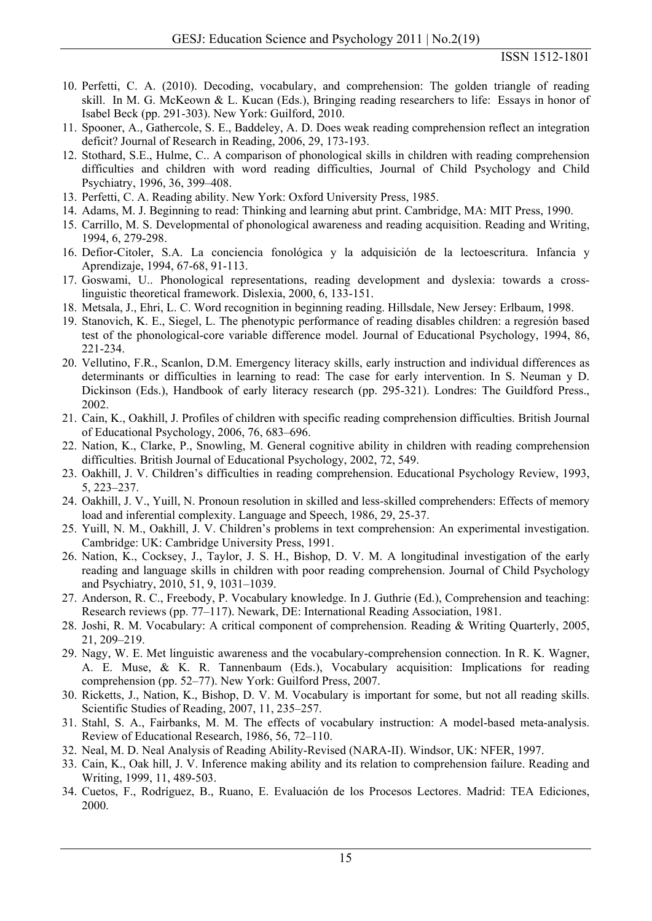10. Perfetti, C. A. (2010). Decoding, vocabulary, and comprehension: The golden triangle of reading skill. In M. G. McKeown & L. Kucan (Eds.), Bringing reading researchers to life: Essays in honor of Isabel Beck (pp. 291-303). New York: Guilford, 2010.
11. Spooner, A., Gathercole, S. E., Baddeley, A. D. Does weak reading comprehension reflect an integration deficit? Journal of Research in Reading, 2006, 29, 173-193.
12. Stothard, S.E., Hulme, C.. A comparison of phonological skills in children with reading comprehension difficulties and children with word reading difficulties, Journal of Child Psychology and Child Psychiatry, 1996, 36, 399–408.
13. Perfetti, C. A. Reading ability. New York: Oxford University Press, 1985.
14. Adams, M. J. Beginning to read: Thinking and learning abut print. Cambridge, MA: MIT Press, 1990.
15. Carrillo, M. S. Developmental of phonological awareness and reading acquisition. Reading and Writing, 1994, 6, 279-298.
16. Defior-Citoler, S.A. La conciencia fonológica y la adquisición de la lectoescritura. Infancia y Aprendizaje, 1994, 67-68, 91-113.
17. Goswami, U.. Phonological representations, reading development and dyslexia: towards a cross-linguistic theoretical framework. Dislexia, 2000, 6, 133-151.
18. Metsala, J., Ehri, L. C. Word recognition in beginning reading. Hillsdale, New Jersey: Erlbaum, 1998.
19. Stanovich, K. E., Siegel, L. The phenotypic performance of reading disables children: a regresión based test of the phonological-core variable difference model. Journal of Educational Psychology, 1994, 86, 221-234.
20. Vellutino, F.R., Scanlon, D.M. Emergency literacy skills, early instruction and individual differences as determinants or difficulties in learning to read: The case for early intervention. In S. Neuman y D. Dickinson (Eds.), Handbook of early literacy research (pp. 295-321). Londres: The Guildford Press., 2002.
21. Cain, K., Oakhill, J. Profiles of children with specific reading comprehension difficulties. British Journal of Educational Psychology, 2006, 76, 683–696.
22. Nation, K., Clarke, P., Snowling, M. General cognitive ability in children with reading comprehension difficulties. British Journal of Educational Psychology, 2002, 72, 549.
23. Oakhill, J. V. Children's difficulties in reading comprehension. Educational Psychology Review, 1993, 5, 223–237.
24. Oakhill, J. V., Yuill, N. Pronoun resolution in skilled and less-skilled comprehenders: Effects of memory load and inferential complexity. Language and Speech, 1986, 29, 25-37.
25. Yuill, N. M., Oakhill, J. V. Children's problems in text comprehension: An experimental investigation. Cambridge: UK: Cambridge University Press, 1991.
26. Nation, K., Cocksey, J., Taylor, J. S. H., Bishop, D. V. M. A longitudinal investigation of the early reading and language skills in children with poor reading comprehension. Journal of Child Psychology and Psychiatry, 2010, 51, 9, 1031–1039.
27. Anderson, R. C., Freebody, P. Vocabulary knowledge. In J. Guthrie (Ed.), Comprehension and teaching: Research reviews (pp. 77–117). Newark, DE: International Reading Association, 1981.
28. Joshi, R. M. Vocabulary: A critical component of comprehension. Reading & Writing Quarterly, 2005, 21, 209–219.
29. Nagy, W. E. Met linguistic awareness and the vocabulary-comprehension connection. In R. K. Wagner, A. E. Muse, & K. R. Tannenbaum (Eds.), Vocabulary acquisition: Implications for reading comprehension (pp. 52–77). New York: Guilford Press, 2007.
30. Ricketts, J., Nation, K., Bishop, D. V. M. Vocabulary is important for some, but not all reading skills. Scientific Studies of Reading, 2007, 11, 235–257.
31. Stahl, S. A., Fairbanks, M. M. The effects of vocabulary instruction: A model-based meta-analysis. Review of Educational Research, 1986, 56, 72–110.
32. Neal, M. D. Neal Analysis of Reading Ability-Revised (NARA-II). Windsor, UK: NFER, 1997.
33. Cain, K., Oak hill, J. V. Inference making ability and its relation to comprehension failure. Reading and Writing, 1999, 11, 489-503.
34. Cuetos, F., Rodríguez, B., Ruano, E. Evaluación de los Procesos Lectores. Madrid: TEA Ediciones, 2000.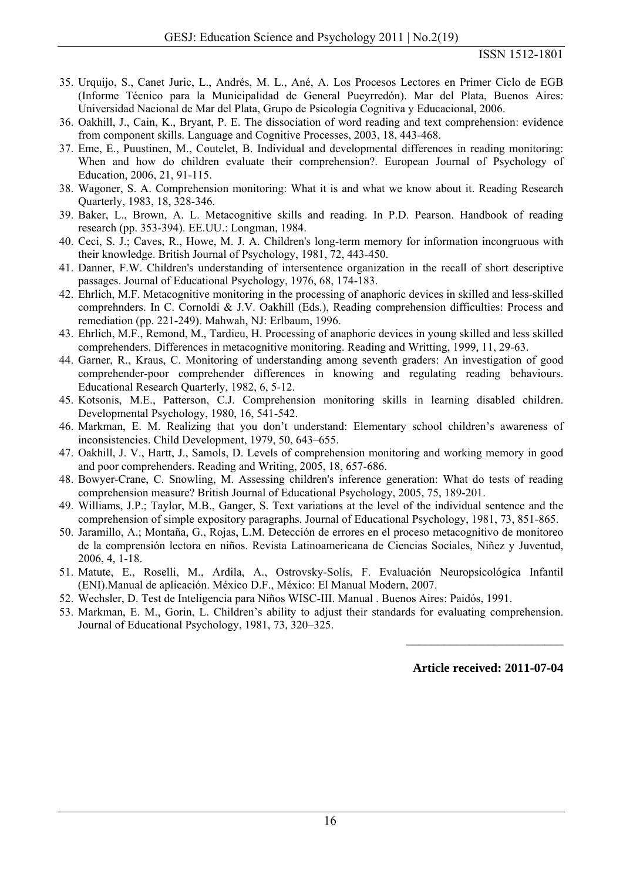35. Urquijo, S., Canet Juric, L., Andrés, M. L., Ané, A. Los Procesos Lectores en Primer Ciclo de EGB (Informe Técnico para la Municipalidad de General Pueyrredón). Mar del Plata, Buenos Aires: Universidad Nacional de Mar del Plata, Grupo de Psicología Cognitiva y Educacional, 2006.
36. Oakhill, J., Cain, K., Bryant, P. E. The dissociation of word reading and text comprehension: evidence from component skills. Language and Cognitive Processes, 2003, 18, 443-468.
37. Eme, E., Puustinen, M., Coutelet, B. Individual and developmental differences in reading monitoring: When and how do children evaluate their comprehension?. European Journal of Psychology of Education, 2006, 21, 91-115.
38. Wagoner, S. A. Comprehension monitoring: What it is and what we know about it. Reading Research Quarterly, 1983, 18, 328-346.
39. Baker, L., Brown, A. L. Metacognitive skills and reading. In P.D. Pearson. Handbook of reading research (pp. 353-394). EE.UU.: Longman, 1984.
40. Ceci, S. J.; Caves, R., Howe, M. J. A. Children's long-term memory for information incongruous with their knowledge. British Journal of Psychology, 1981, 72, 443-450.
41. Danner, F.W. Children's understanding of intersentence organization in the recall of short descriptive passages. Journal of Educational Psychology, 1976, 68, 174-183.
42. Ehrlich, M.F. Metacognitive monitoring in the processing of anaphoric devices in skilled and less-skilled comprehnders. In C. Cornoldi & J.V. Oakhill (Eds.), Reading comprehension difficulties: Process and remediation (pp. 221-249). Mahwah, NJ: Erlbaum, 1996.
43. Ehrlich, M.F., Remond, M., Tardieu, H. Processing of anaphoric devices in young skilled and less skilled comprehenders. Differences in metacognitive monitoring. Reading and Writting, 1999, 11, 29-63.
44. Garner, R., Kraus, C. Monitoring of understanding among seventh graders: An investigation of good comprehender-poor comprehender differences in knowing and regulating reading behaviours. Educational Research Quarterly, 1982, 6, 5-12.
45. Kotsonis, M.E., Patterson, C.J. Comprehension monitoring skills in learning disabled children. Developmental Psychology, 1980, 16, 541-542.
46. Markman, E. M. Realizing that you don't understand: Elementary school children's awareness of inconsistencies. Child Development, 1979, 50, 643–655.
47. Oakhill, J. V., Hartt, J., Samols, D. Levels of comprehension monitoring and working memory in good and poor comprehenders. Reading and Writing, 2005, 18, 657-686.
48. Bowyer-Crane, C. Snowling, M. Assessing children's inference generation: What do tests of reading comprehension measure? British Journal of Educational Psychology, 2005, 75, 189-201.
49. Williams, J.P.; Taylor, M.B., Ganger, S. Text variations at the level of the individual sentence and the comprehension of simple expository paragraphs. Journal of Educational Psychology, 1981, 73, 851-865.
50. Jaramillo, A.; Montaña, G., Rojas, L.M. Detección de errores en el proceso metacognitivo de monitoreo de la comprensión lectora en niños. Revista Latinoamericana de Ciencias Sociales, Niñez y Juventud, 2006, 4, 1-18.
51. Matute, E., Roselli, M., Ardila, A., Ostrovsky-Solís, F. Evaluación Neuropsicológica Infantil (ENI).Manual de aplicación. México D.F., México: El Manual Modern, 2007.
52. Wechsler, D. Test de Inteligencia para Niños WISC-III. Manual . Buenos Aires: Paidós, 1991.
53. Markman, E. M., Gorin, L. Children's ability to adjust their standards for evaluating comprehension. Journal of Educational Psychology, 1981, 73, 320–325.

---

**Article received: 2011-07-04**